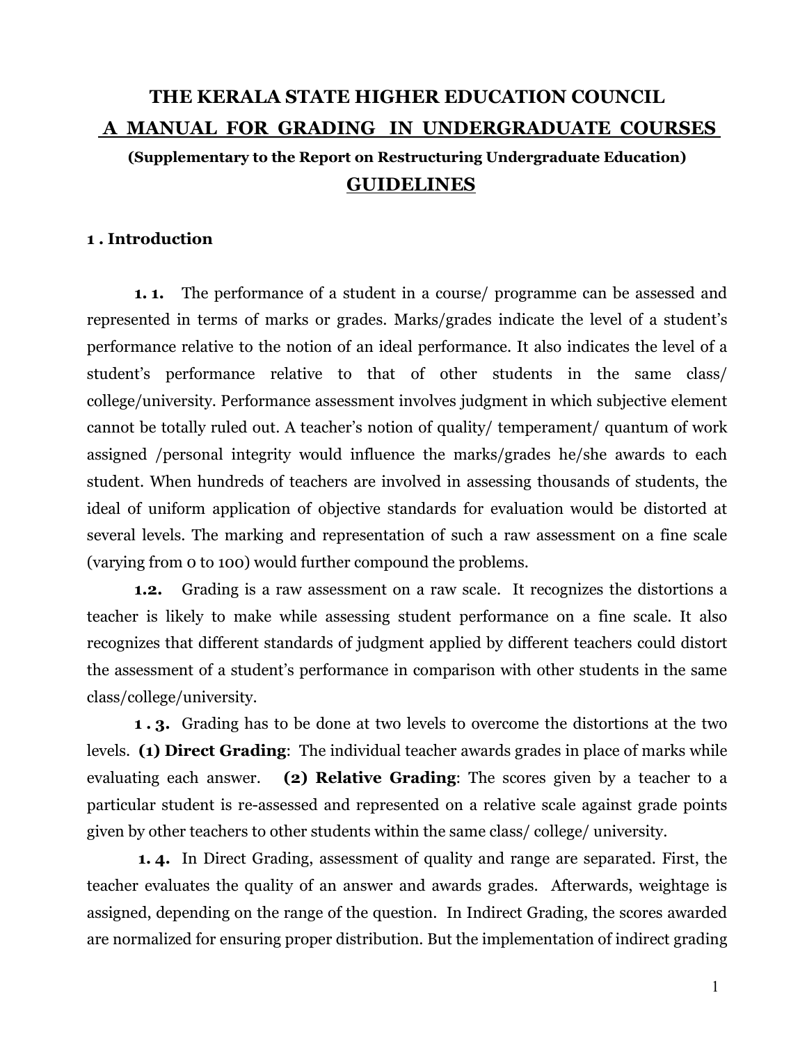# THE KERALA STATE HIGHER EDUCATION COUNCIL

## A MANUAL FOR GRADING IN UNDERGRADUATE COURSES

**(Supplementary to the Report on Restructuring Undergraduate Education)**

## GUIDELINES

### 1 . Introduction

**1. 1.** The performance of a student in a course/ programme can be assessed and represented in terms of marks or grades. Marks/grades indicate the level of a student's performance relative to the notion of an ideal performance. It also indicates the level of a student's performance relative to that of other students in the same class/ college/university. Performance assessment involves judgment in which subjective element cannot be totally ruled out. A teacher's notion of quality/ temperament/ quantum of work assigned /personal integrity would influence the marks/grades he/she awards to each student. When hundreds of teachers are involved in assessing thousands of students, the ideal of uniform application of objective standards for evaluation would be distorted at several levels. The marking and representation of such a raw assessment on a fine scale (varying from 0 to 100) would further compound the problems.

**1.2.** Grading is a raw assessment on a raw scale. It recognizes the distortions a teacher is likely to make while assessing student performance on a fine scale. It also recognizes that different standards of judgment applied by different teachers could distort the assessment of a student's performance in comparison with other students in the same class/college/university.

**1 . 3.** Grading has to be done at two levels to overcome the distortions at the two levels. **(1) Direct Grading**: The individual teacher awards grades in place of marks while evaluating each answer. **(2) Relative Grading**: The scores given by a teacher to a particular student is re-assessed and represented on a relative scale against grade points given by other teachers to other students within the same class/ college/ university.

**1. 4.** In Direct Grading, assessment of quality and range are separated. First, the teacher evaluates the quality of an answer and awards grades. Afterwards, weightage is assigned, depending on the range of the question. In Indirect Grading, the scores awarded are normalized for ensuring proper distribution. But the implementation of indirect grading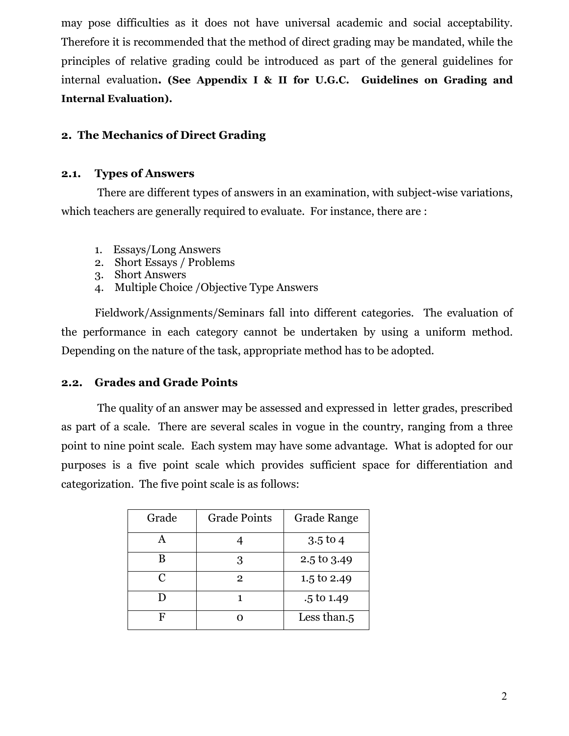may pose difficulties as it does not have universal academic and social acceptability. Therefore it is recommended that the method of direct grading may be mandated, while the principles of relative grading could be introduced as part of the general guidelines for internal evaluation**. (See Appendix I & II for U.G.C. Guidelines on Grading and Internal Evaluation).**

## 2. The Mechanics of Direct Grading

### 2.1. Types of Answers

There are different types of answers in an examination, with subject-wise variations, which teachers are generally required to evaluate. For instance, there are :

1. Essays/Long Answers
2. Short Essays / Problems
3. Short Answers
4. Multiple Choice /Objective Type Answers

Fieldwork/Assignments/Seminars fall into different categories. The evaluation of the performance in each category cannot be undertaken by using a uniform method. Depending on the nature of the task, appropriate method has to be adopted.

### 2.2. Grades and Grade Points

The quality of an answer may be assessed and expressed in letter grades, prescribed as part of a scale. There are several scales in vogue in the country, ranging from a three point to nine point scale. Each system may have some advantage. What is adopted for our purposes is a five point scale which provides sufficient space for differentiation and categorization. The five point scale is as follows:

| Grade | Grade Points | Grade Range |
|---|---|---|
| A | 4 | 3.5 to 4 |
| B | 3 | 2.5 to 3.49 |
| C | 2 | 1.5 to 2.49 |
| D | 1 | .5 to 1.49 |
| F | 0 | Less than.5 |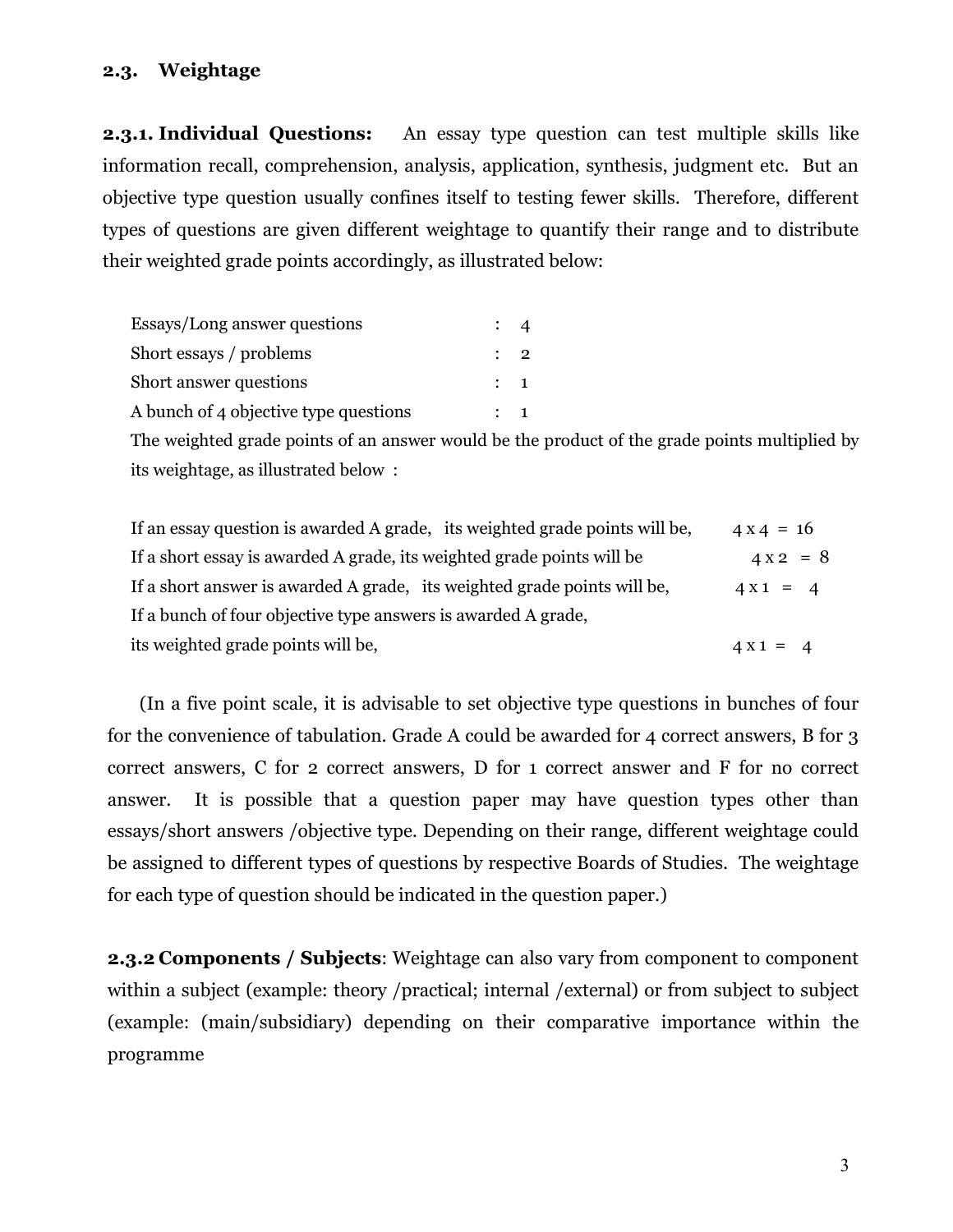### 2.3. Weightage

**2.3.1. Individual Questions:** An essay type question can test multiple skills like information recall, comprehension, analysis, application, synthesis, judgment etc. But an objective type question usually confines itself to testing fewer skills. Therefore, different types of questions are given different weightage to quantify their range and to distribute their weighted grade points accordingly, as illustrated below:

| | | |
|---|---|---|
| Essays/Long answer questions | : | 4 |
| Short essays / problems | : | 2 |
| Short answer questions | : | 1 |
| A bunch of 4 objective type questions | : | 1 |

The weighted grade points of an answer would be the product of the grade points multiplied by its weightage, as illustrated below :

| | |
|---|---|
| If an essay question is awarded A grade, its weighted grade points will be, | 4 x 4 = 16 |
| If a short essay is awarded A grade, its weighted grade points will be | 4 x 2 = 8 |
| If a short answer is awarded A grade, its weighted grade points will be, | 4 x 1 = 4 |
| If a bunch of four objective type answers is awarded A grade, its weighted grade points will be, | 4 x 1 = 4 |

(In a five point scale, it is advisable to set objective type questions in bunches of four for the convenience of tabulation. Grade A could be awarded for 4 correct answers, B for 3 correct answers, C for 2 correct answers, D for 1 correct answer and F for no correct answer. It is possible that a question paper may have question types other than essays/short answers /objective type. Depending on their range, different weightage could be assigned to different types of questions by respective Boards of Studies. The weightage for each type of question should be indicated in the question paper.)

**2.3.2 Components / Subjects**: Weightage can also vary from component to component within a subject (example: theory /practical; internal /external) or from subject to subject (example: (main/subsidiary) depending on their comparative importance within the programme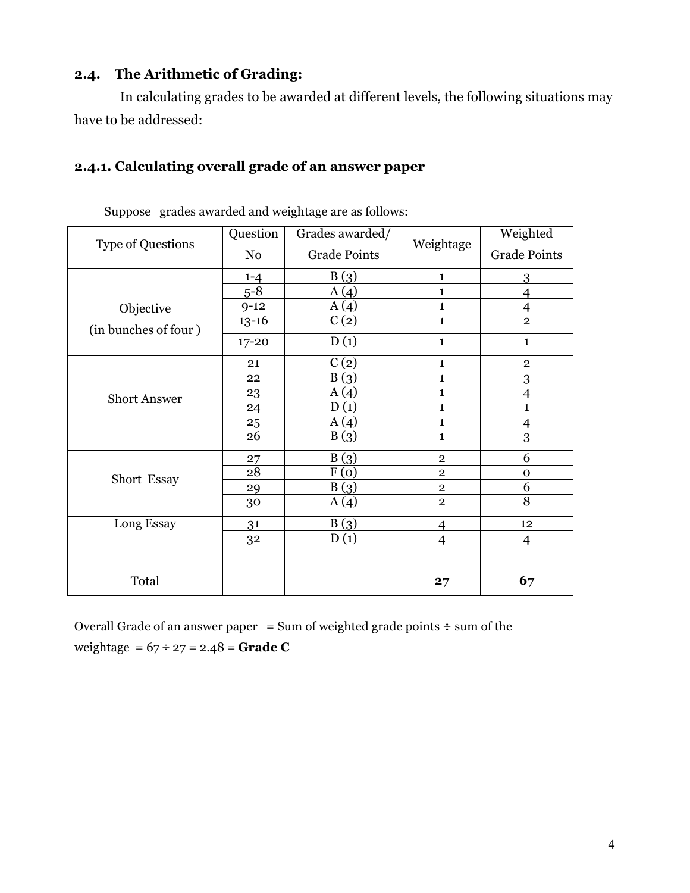### 2.4. The Arithmetic of Grading:

In calculating grades to be awarded at different levels, the following situations may have to be addressed:

#### 2.4.1. Calculating overall grade of an answer paper

Suppose grades awarded and weightage are as follows:

| Type of Questions | Question No | Grades awarded/ Grade Points | Weightage | Weighted Grade Points |
|---|---|---|---|---|
| Objective (in bunches of four ) | 1-4 | B (3) | 1 | 3 |
| | 5-8 | A (4) | 1 | 4 |
| | 9-12 | A (4) | 1 | 4 |
| | 13-16 | C (2) | 1 | 2 |
| | 17-20 | D (1) | 1 | 1 |
| Short Answer | 21 | C (2) | 1 | 2 |
| | 22 | B (3) | 1 | 3 |
| | 23 | A (4) | 1 | 4 |
| | 24 | D (1) | 1 | 1 |
| | 25 | A (4) | 1 | 4 |
| | 26 | B (3) | 1 | 3 |
| Short Essay | 27 | B (3) | 2 | 6 |
| | 28 | F (0) | 2 | 0 |
| | 29 | B (3) | 2 | 6 |
| | 30 | A (4) | 2 | 8 |
| Long Essay | 31 | B (3) | 4 | 12 |
| | 32 | D (1) | 4 | 4 |
| Total | | | **27** | **67** |

Overall Grade of an answer paper = Sum of weighted grade points ÷ sum of the weightage = 67 ÷ 27 = 2.48 = **Grade C**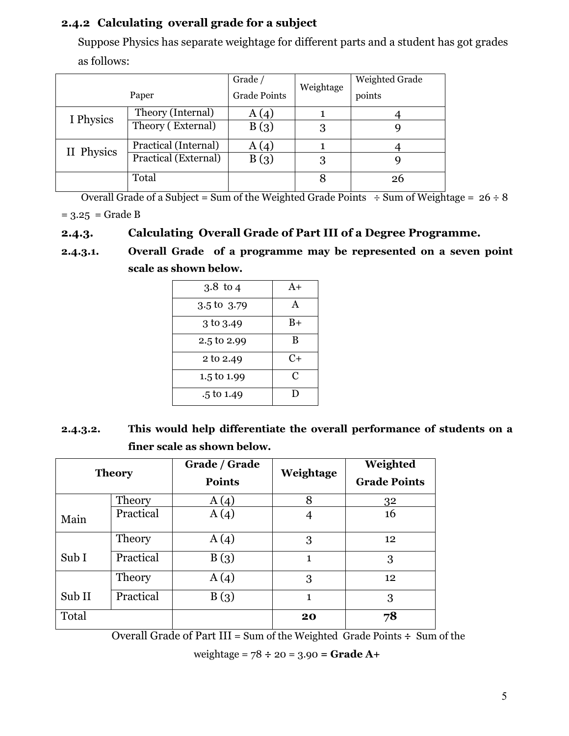### 2.4.2 Calculating overall grade for a subject

Suppose Physics has separate weightage for different parts and a student has got grades as follows:

| Paper | | Grade / Grade Points | Weightage | Weighted Grade points |
|---|---|---|---|---|
| I Physics | Theory (Internal) | A (4) | 1 | 4 |
| | Theory ( External) | B (3) | 3 | 9 |
| II Physics | Practical (Internal) | A (4) | 1 | 4 |
| | Practical (External) | B (3) | 3 | 9 |
| | Total | | 8 | 26 |

Overall Grade of a Subject = Sum of the Weighted Grade Points ÷ Sum of Weightage = 26 ÷ 8 = 3.25 = Grade B

### 2.4.3. Calculating Overall Grade of Part III of a Degree Programme.

**2.4.3.1. Overall Grade of a programme may be represented on a seven point scale as shown below.**

| | |
|---|---|
| 3.8 to 4 | A+ |
| 3.5 to 3.79 | A |
| 3 to 3.49 | B+ |
| 2.5 to 2.99 | B |
| 2 to 2.49 | C+ |
| 1.5 to 1.99 | C |
| .5 to 1.49 | D |

**2.4.3.2. This would help differentiate the overall performance of students on a finer scale as shown below.**

| **Theory** | | **Grade / Grade Points** | **Weightage** | **Weighted Grade Points** |
|---|---|---|---|---|
| Main | Theory | A (4) | 8 | 32 |
| | Practical | A (4) | 4 | 16 |
| Sub I | Theory | A (4) | 3 | 12 |
| | Practical | B (3) | 1 | 3 |
| Sub II | Theory | A (4) | 3 | 12 |
| | Practical | B (3) | 1 | 3 |
| Total | | | **20** | **78** |

Overall Grade of Part III = Sum of the Weighted Grade Points ÷ Sum of the weightage = 78 ÷ 20 = 3.90 = **Grade A+**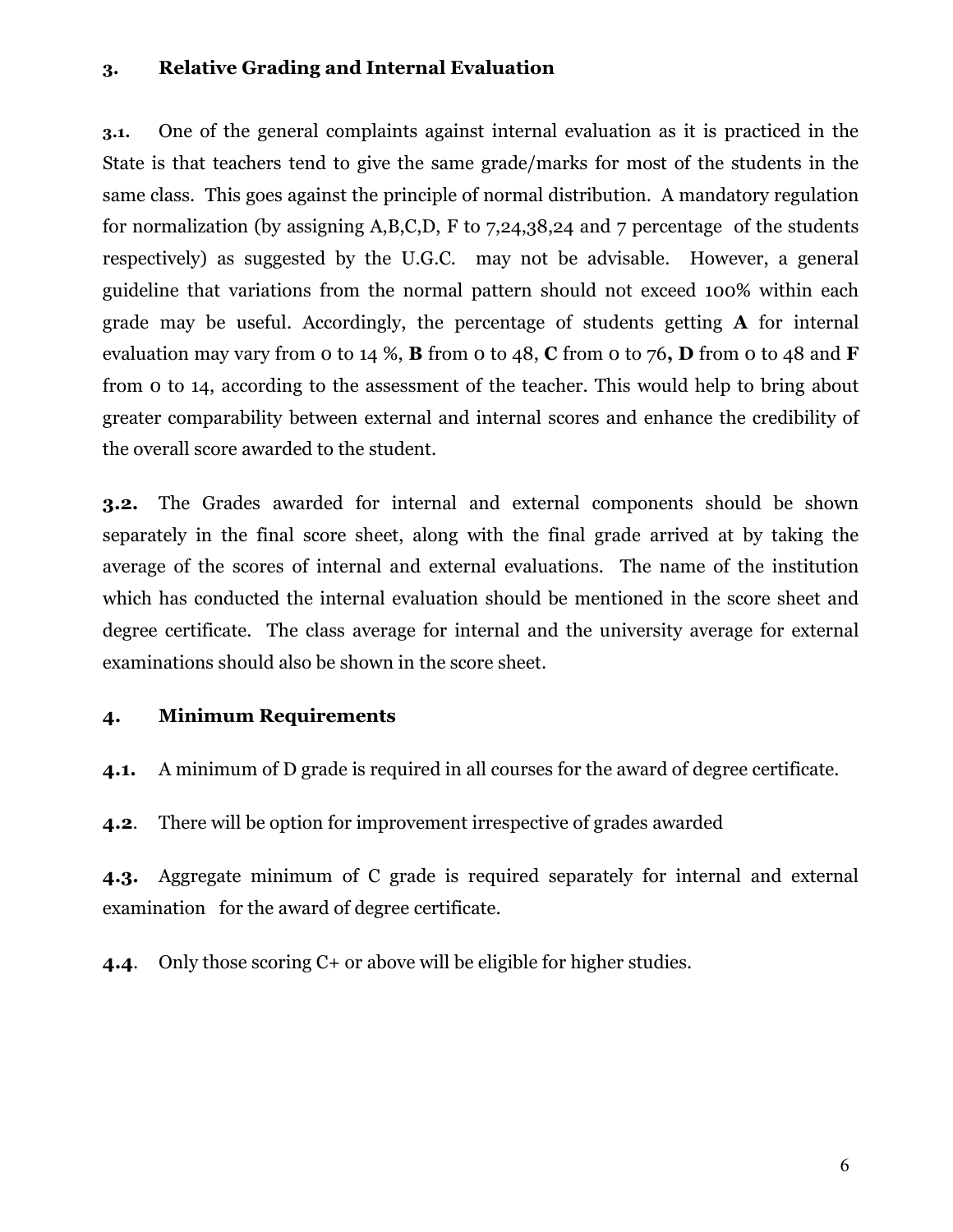## 3. Relative Grading and Internal Evaluation

**3.1.** One of the general complaints against internal evaluation as it is practiced in the State is that teachers tend to give the same grade/marks for most of the students in the same class. This goes against the principle of normal distribution. A mandatory regulation for normalization (by assigning A,B,C,D, F to 7,24,38,24 and 7 percentage of the students respectively) as suggested by the U.G.C. may not be advisable. However, a general guideline that variations from the normal pattern should not exceed 100% within each grade may be useful. Accordingly, the percentage of students getting **A** for internal evaluation may vary from 0 to 14 %, **B** from 0 to 48, **C** from 0 to 76**, D** from 0 to 48 and **F** from 0 to 14, according to the assessment of the teacher. This would help to bring about greater comparability between external and internal scores and enhance the credibility of the overall score awarded to the student.

**3.2.** The Grades awarded for internal and external components should be shown separately in the final score sheet, along with the final grade arrived at by taking the average of the scores of internal and external evaluations. The name of the institution which has conducted the internal evaluation should be mentioned in the score sheet and degree certificate. The class average for internal and the university average for external examinations should also be shown in the score sheet.

## 4. Minimum Requirements

**4.1.** A minimum of D grade is required in all courses for the award of degree certificate.

**4.2**. There will be option for improvement irrespective of grades awarded

**4.3.** Aggregate minimum of C grade is required separately for internal and external examination for the award of degree certificate.

**4.4**. Only those scoring C+ or above will be eligible for higher studies.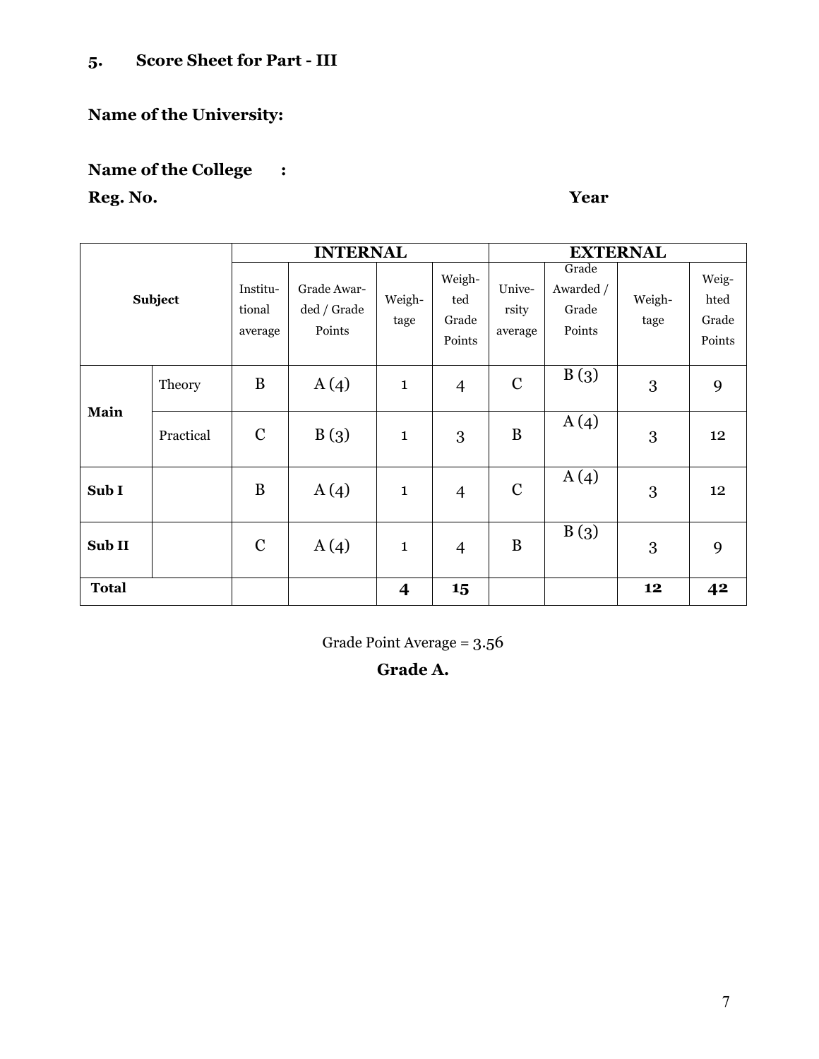## 5. Score Sheet for Part - III

**Name of the University:**

**Name of the College :**

**Reg. No.** **Year**

| Subject | | INTERNAL | | | | EXTERNAL | | | |
|---|---|---|---|---|---|---|---|---|---|
| | | Institutional average | Grade Awarded / Grade Points | Weightage | Weighted Grade Points | University average | Grade Awarded / Grade Points | Weightage | Weighted Grade Points |
| **Main** | Theory | B | A (4) | 1 | 4 | C | B (3) | 3 | 9 |
| | Practical | C | B (3) | 1 | 3 | B | A (4) | 3 | 12 |
| **Sub I** | | B | A (4) | 1 | 4 | C | A (4) | 3 | 12 |
| **Sub II** | | C | A (4) | 1 | 4 | B | B (3) | 3 | 9 |
| **Total** | | | | **4** | **15** | | | **12** | **42** |

Grade Point Average = 3.56

**Grade A.**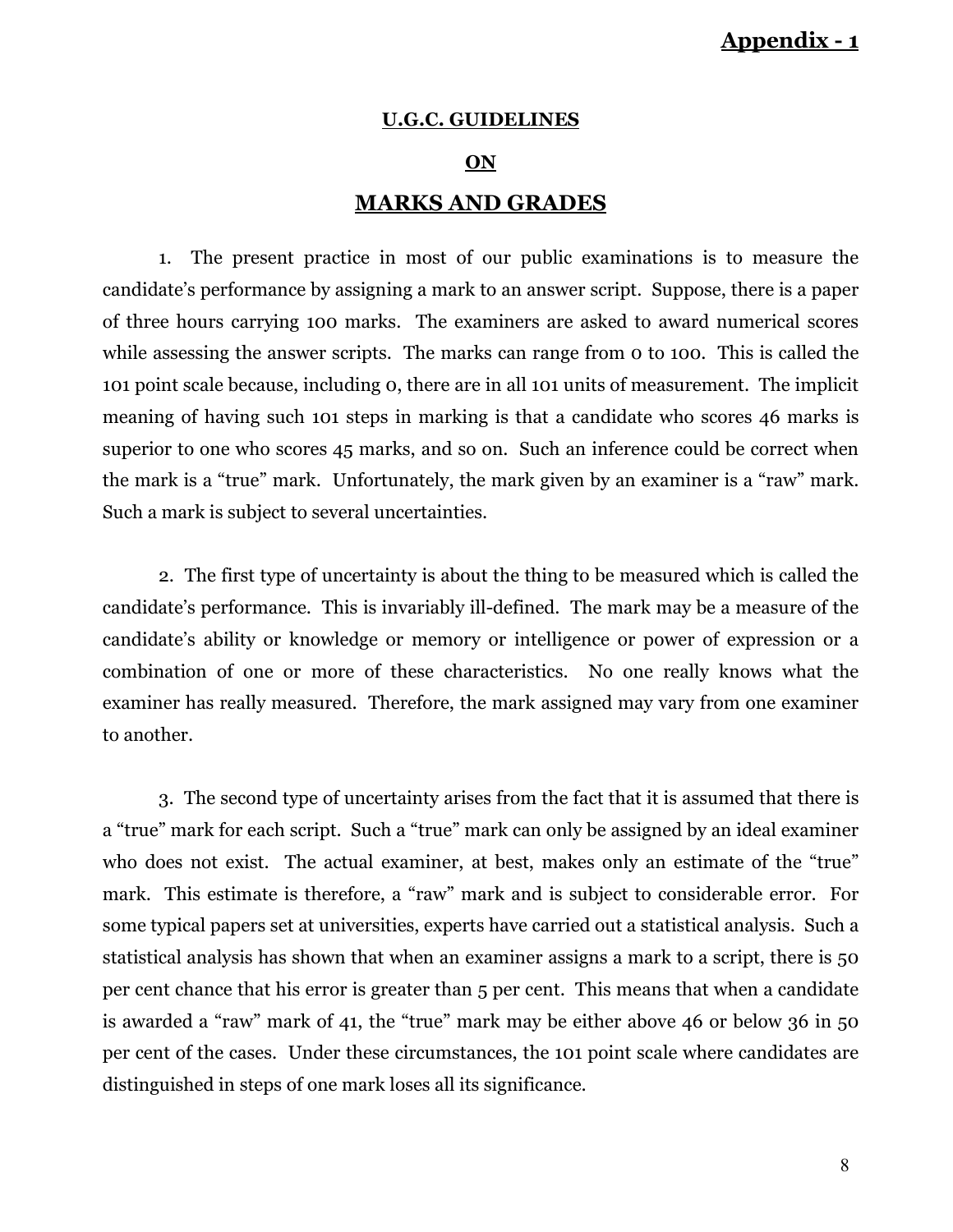**Appendix - 1**

## U.G.C. GUIDELINES

## ON

# MARKS AND GRADES

1. The present practice in most of our public examinations is to measure the candidate's performance by assigning a mark to an answer script. Suppose, there is a paper of three hours carrying 100 marks. The examiners are asked to award numerical scores while assessing the answer scripts. The marks can range from 0 to 100. This is called the 101 point scale because, including 0, there are in all 101 units of measurement. The implicit meaning of having such 101 steps in marking is that a candidate who scores 46 marks is superior to one who scores 45 marks, and so on. Such an inference could be correct when the mark is a "true" mark. Unfortunately, the mark given by an examiner is a "raw" mark. Such a mark is subject to several uncertainties.

2. The first type of uncertainty is about the thing to be measured which is called the candidate's performance. This is invariably ill-defined. The mark may be a measure of the candidate's ability or knowledge or memory or intelligence or power of expression or a combination of one or more of these characteristics. No one really knows what the examiner has really measured. Therefore, the mark assigned may vary from one examiner to another.

3. The second type of uncertainty arises from the fact that it is assumed that there is a "true" mark for each script. Such a "true" mark can only be assigned by an ideal examiner who does not exist. The actual examiner, at best, makes only an estimate of the "true" mark. This estimate is therefore, a "raw" mark and is subject to considerable error. For some typical papers set at universities, experts have carried out a statistical analysis. Such a statistical analysis has shown that when an examiner assigns a mark to a script, there is 50 per cent chance that his error is greater than 5 per cent. This means that when a candidate is awarded a "raw" mark of 41, the "true" mark may be either above 46 or below 36 in 50 per cent of the cases. Under these circumstances, the 101 point scale where candidates are distinguished in steps of one mark loses all its significance.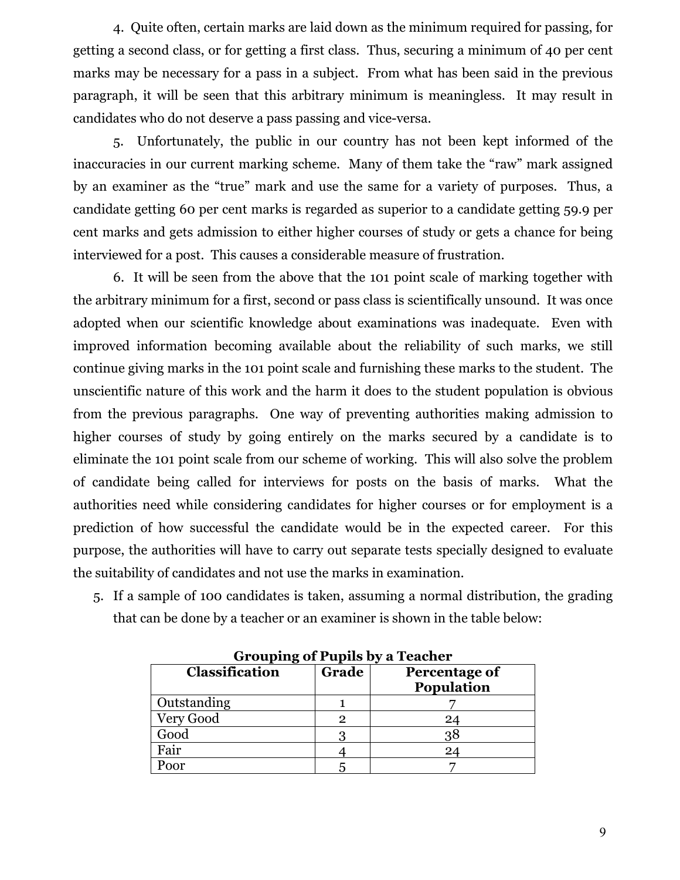4. Quite often, certain marks are laid down as the minimum required for passing, for getting a second class, or for getting a first class. Thus, securing a minimum of 40 per cent marks may be necessary for a pass in a subject. From what has been said in the previous paragraph, it will be seen that this arbitrary minimum is meaningless. It may result in candidates who do not deserve a pass passing and vice-versa.

5. Unfortunately, the public in our country has not been kept informed of the inaccuracies in our current marking scheme. Many of them take the "raw" mark assigned by an examiner as the "true" mark and use the same for a variety of purposes. Thus, a candidate getting 60 per cent marks is regarded as superior to a candidate getting 59.9 per cent marks and gets admission to either higher courses of study or gets a chance for being interviewed for a post. This causes a considerable measure of frustration.

6. It will be seen from the above that the 101 point scale of marking together with the arbitrary minimum for a first, second or pass class is scientifically unsound. It was once adopted when our scientific knowledge about examinations was inadequate. Even with improved information becoming available about the reliability of such marks, we still continue giving marks in the 101 point scale and furnishing these marks to the student. The unscientific nature of this work and the harm it does to the student population is obvious from the previous paragraphs. One way of preventing authorities making admission to higher courses of study by going entirely on the marks secured by a candidate is to eliminate the 101 point scale from our scheme of working. This will also solve the problem of candidate being called for interviews for posts on the basis of marks. What the authorities need while considering candidates for higher courses or for employment is a prediction of how successful the candidate would be in the expected career. For this purpose, the authorities will have to carry out separate tests specially designed to evaluate the suitability of candidates and not use the marks in examination.

5. If a sample of 100 candidates is taken, assuming a normal distribution, the grading that can be done by a teacher or an examiner is shown in the table below:

**Grouping of Pupils by a Teacher**

| Classification | Grade | Percentage of Population |
|---|---|---|
| Outstanding | 1 | 7 |
| Very Good | 2 | 24 |
| Good | 3 | 38 |
| Fair | 4 | 24 |
| Poor | 5 | 7 |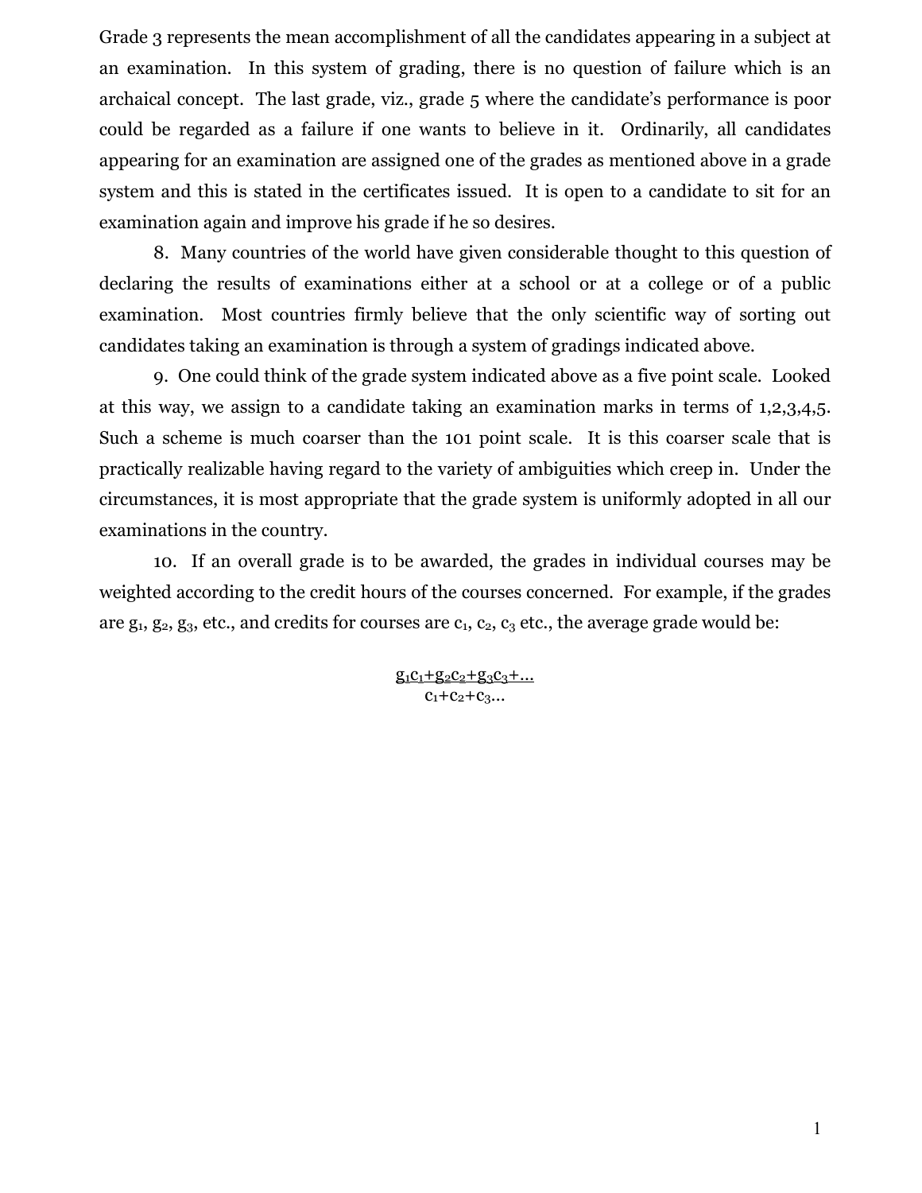Grade 3 represents the mean accomplishment of all the candidates appearing in a subject at an examination. In this system of grading, there is no question of failure which is an archaical concept. The last grade, viz., grade 5 where the candidate's performance is poor could be regarded as a failure if one wants to believe in it. Ordinarily, all candidates appearing for an examination are assigned one of the grades as mentioned above in a grade system and this is stated in the certificates issued. It is open to a candidate to sit for an examination again and improve his grade if he so desires.

8. Many countries of the world have given considerable thought to this question of declaring the results of examinations either at a school or at a college or of a public examination. Most countries firmly believe that the only scientific way of sorting out candidates taking an examination is through a system of gradings indicated above.

9. One could think of the grade system indicated above as a five point scale. Looked at this way, we assign to a candidate taking an examination marks in terms of 1,2,3,4,5. Such a scheme is much coarser than the 101 point scale. It is this coarser scale that is practically realizable having regard to the variety of ambiguities which creep in. Under the circumstances, it is most appropriate that the grade system is uniformly adopted in all our examinations in the country.

10. If an overall grade is to be awarded, the grades in individual courses may be weighted according to the credit hours of the courses concerned. For example, if the grades are $g_1$, $g_2$, $g_3$, etc., and credits for courses are $c_1$, $c_2$, $c_3$ etc., the average grade would be:

$$\frac{g_1c_1+g_2c_2+g_3c_3+\ldots}{c_1+c_2+c_3\ldots}$$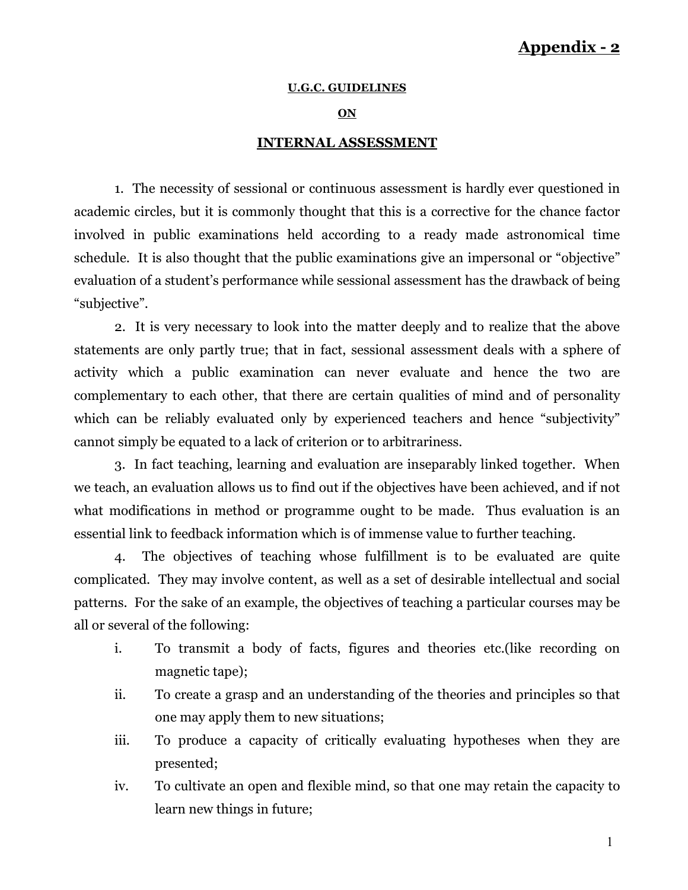**Appendix - 2**

**U.G.C. GUIDELINES**

**ON**

## INTERNAL ASSESSMENT

1. The necessity of sessional or continuous assessment is hardly ever questioned in academic circles, but it is commonly thought that this is a corrective for the chance factor involved in public examinations held according to a ready made astronomical time schedule. It is also thought that the public examinations give an impersonal or "objective" evaluation of a student's performance while sessional assessment has the drawback of being "subjective".

2. It is very necessary to look into the matter deeply and to realize that the above statements are only partly true; that in fact, sessional assessment deals with a sphere of activity which a public examination can never evaluate and hence the two are complementary to each other, that there are certain qualities of mind and of personality which can be reliably evaluated only by experienced teachers and hence "subjectivity" cannot simply be equated to a lack of criterion or to arbitrariness.

3. In fact teaching, learning and evaluation are inseparably linked together. When we teach, an evaluation allows us to find out if the objectives have been achieved, and if not what modifications in method or programme ought to be made. Thus evaluation is an essential link to feedback information which is of immense value to further teaching.

4. The objectives of teaching whose fulfillment is to be evaluated are quite complicated. They may involve content, as well as a set of desirable intellectual and social patterns. For the sake of an example, the objectives of teaching a particular courses may be all or several of the following:

i. To transmit a body of facts, figures and theories etc.(like recording on magnetic tape);

ii. To create a grasp and an understanding of the theories and principles so that one may apply them to new situations;

iii. To produce a capacity of critically evaluating hypotheses when they are presented;

iv. To cultivate an open and flexible mind, so that one may retain the capacity to learn new things in future;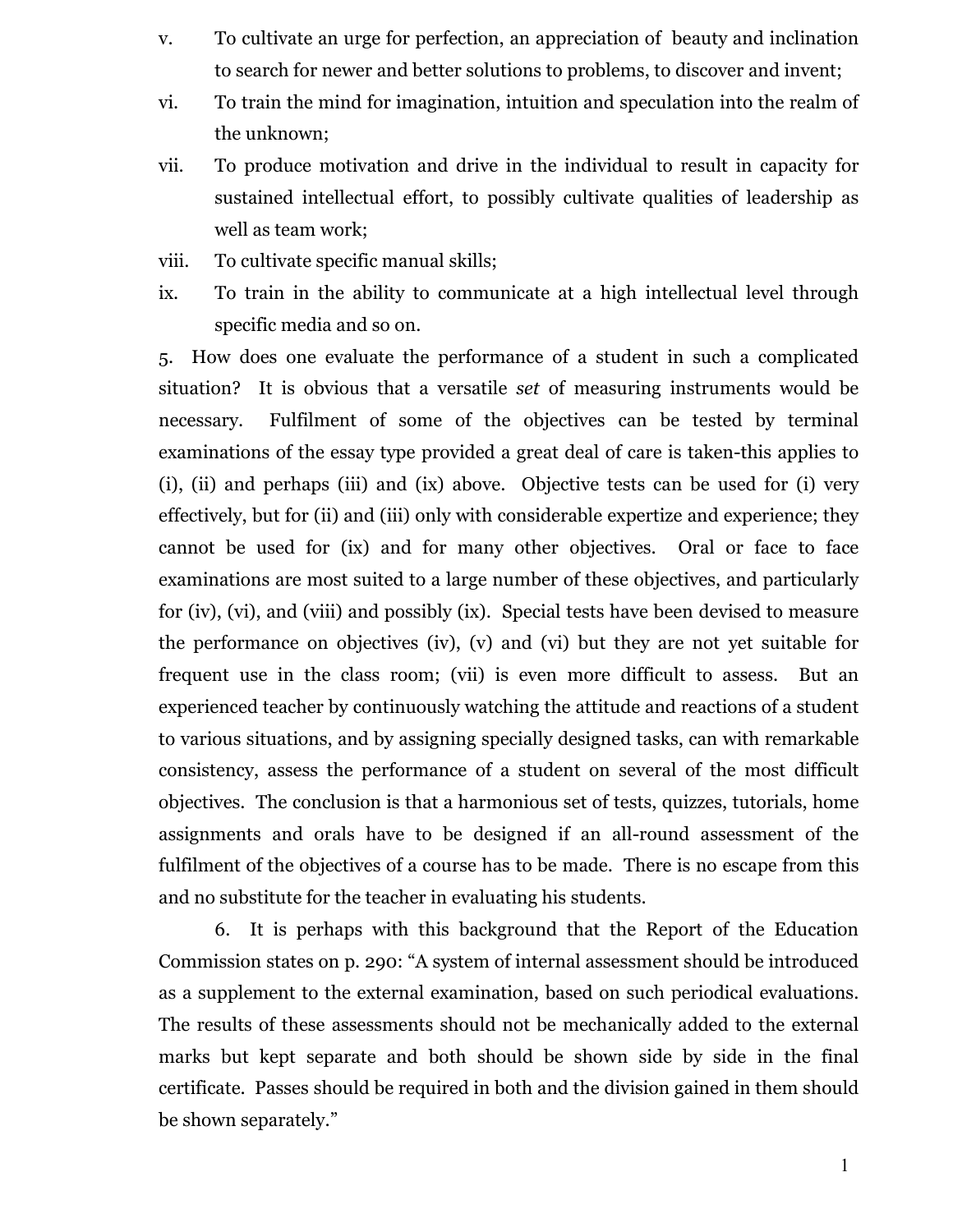v. To cultivate an urge for perfection, an appreciation of beauty and inclination to search for newer and better solutions to problems, to discover and invent;

vi. To train the mind for imagination, intuition and speculation into the realm of the unknown;

vii. To produce motivation and drive in the individual to result in capacity for sustained intellectual effort, to possibly cultivate qualities of leadership as well as team work;

viii. To cultivate specific manual skills;

ix. To train in the ability to communicate at a high intellectual level through specific media and so on.

5. How does one evaluate the performance of a student in such a complicated situation? It is obvious that a versatile *set* of measuring instruments would be necessary. Fulfilment of some of the objectives can be tested by terminal examinations of the essay type provided a great deal of care is taken-this applies to (i), (ii) and perhaps (iii) and (ix) above. Objective tests can be used for (i) very effectively, but for (ii) and (iii) only with considerable expertize and experience; they cannot be used for (ix) and for many other objectives. Oral or face to face examinations are most suited to a large number of these objectives, and particularly for (iv), (vi), and (viii) and possibly (ix). Special tests have been devised to measure the performance on objectives (iv), (v) and (vi) but they are not yet suitable for frequent use in the class room; (vii) is even more difficult to assess. But an experienced teacher by continuously watching the attitude and reactions of a student to various situations, and by assigning specially designed tasks, can with remarkable consistency, assess the performance of a student on several of the most difficult objectives. The conclusion is that a harmonious set of tests, quizzes, tutorials, home assignments and orals have to be designed if an all-round assessment of the fulfilment of the objectives of a course has to be made. There is no escape from this and no substitute for the teacher in evaluating his students.

6. It is perhaps with this background that the Report of the Education Commission states on p. 290: "A system of internal assessment should be introduced as a supplement to the external examination, based on such periodical evaluations. The results of these assessments should not be mechanically added to the external marks but kept separate and both should be shown side by side in the final certificate. Passes should be required in both and the division gained in them should be shown separately."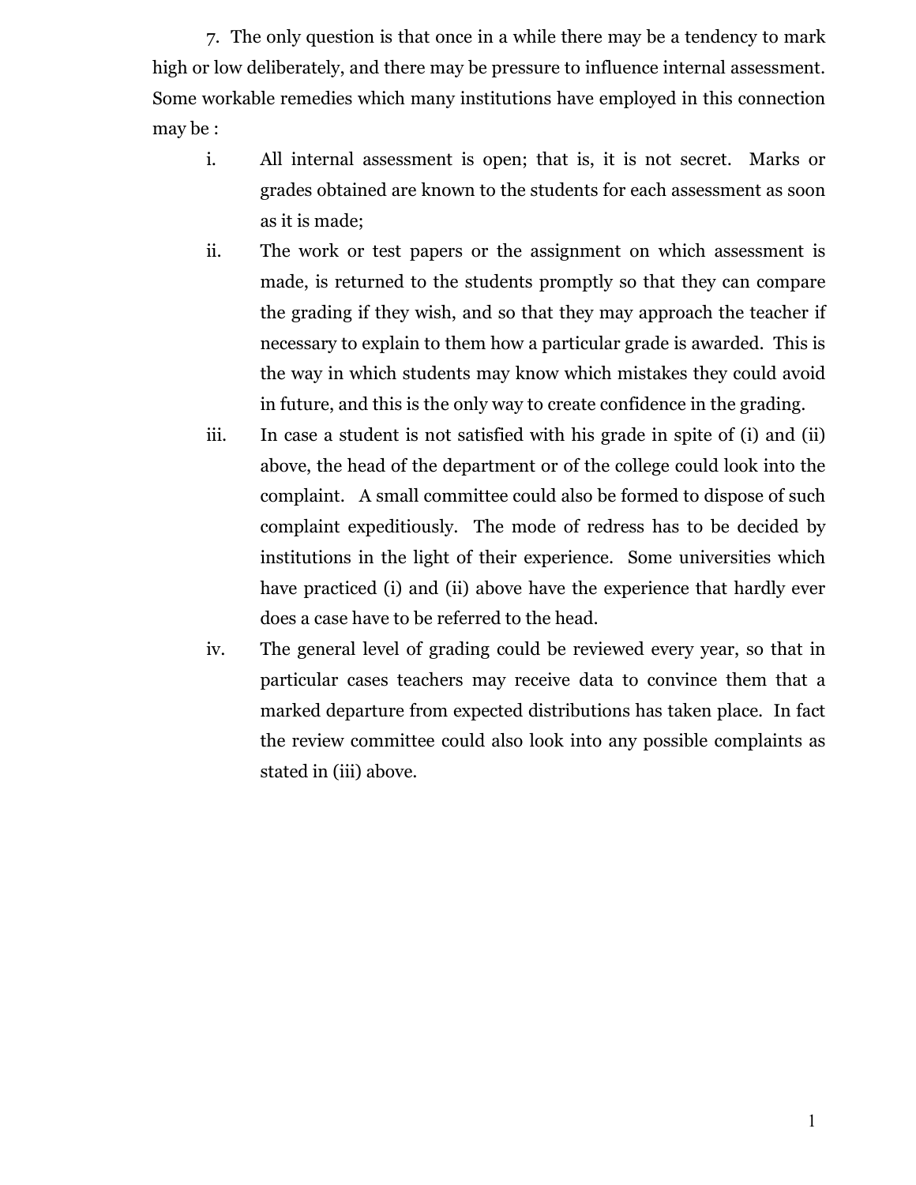7. The only question is that once in a while there may be a tendency to mark high or low deliberately, and there may be pressure to influence internal assessment. Some workable remedies which many institutions have employed in this connection may be :

i. All internal assessment is open; that is, it is not secret. Marks or grades obtained are known to the students for each assessment as soon as it is made;

ii. The work or test papers or the assignment on which assessment is made, is returned to the students promptly so that they can compare the grading if they wish, and so that they may approach the teacher if necessary to explain to them how a particular grade is awarded. This is the way in which students may know which mistakes they could avoid in future, and this is the only way to create confidence in the grading.

iii. In case a student is not satisfied with his grade in spite of (i) and (ii) above, the head of the department or of the college could look into the complaint. A small committee could also be formed to dispose of such complaint expeditiously. The mode of redress has to be decided by institutions in the light of their experience. Some universities which have practiced (i) and (ii) above have the experience that hardly ever does a case have to be referred to the head.

iv. The general level of grading could be reviewed every year, so that in particular cases teachers may receive data to convince them that a marked departure from expected distributions has taken place. In fact the review committee could also look into any possible complaints as stated in (iii) above.